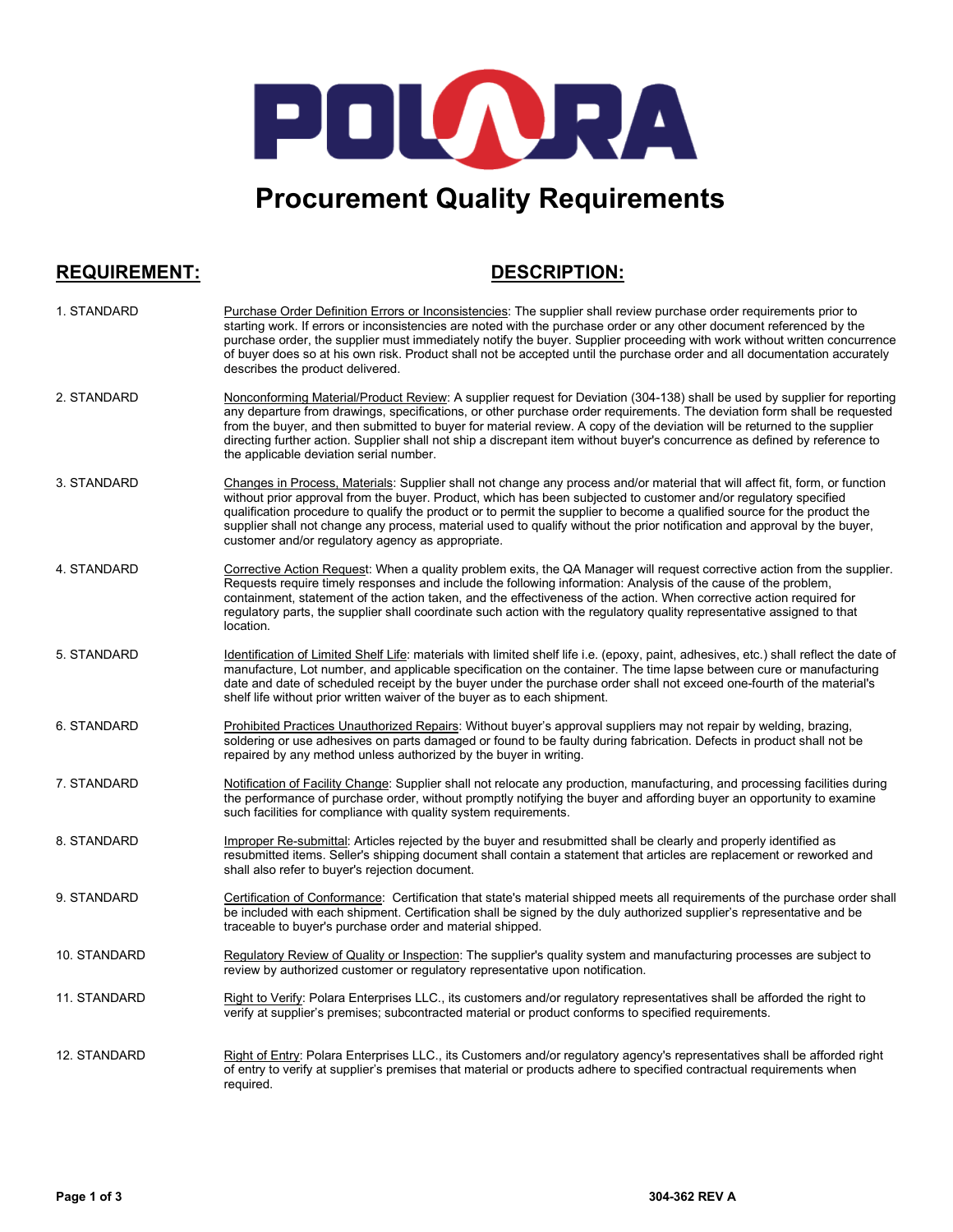# POLARA

# Procurement Quality Requirements

| REQUIREMENT: | DESCRIPTION: |
| --- | --- |
| 1. STANDARD | Purchase Order Definition Errors or Inconsistencies: The supplier shall review purchase order requirements prior to starting work. If errors or inconsistencies are noted with the purchase order or any other document referenced by the purchase order, the supplier must immediately notify the buyer. Supplier proceeding with work without written concurrence of buyer does so at his own risk. Product shall not be accepted until the purchase order and all documentation accurately describes the product delivered. |
| 2. STANDARD | Nonconforming Material/Product Review: A supplier request for Deviation (304-138) shall be used by supplier for reporting any departure from drawings, specifications, or other purchase order requirements. The deviation form shall be requested from the buyer, and then submitted to buyer for material review. A copy of the deviation will be returned to the supplier directing further action. Supplier shall not ship a discrepant item without buyer's concurrence as defined by reference to the applicable deviation serial number. |
| 3. STANDARD | Changes in Process, Materials: Supplier shall not change any process and/or material that will affect fit, form, or function without prior approval from the buyer. Product, which has been subjected to customer and/or regulatory specified qualification procedure to qualify the product or to permit the supplier to become a qualified source for the product the supplier shall not change any process, material used to qualify without the prior notification and approval by the buyer, customer and/or regulatory agency as appropriate. |
| 4. STANDARD | Corrective Action Request: When a quality problem exits, the QA Manager will request corrective action from the supplier. Requests require timely responses and include the following information: Analysis of the cause of the problem, containment, statement of the action taken, and the effectiveness of the action. When corrective action required for regulatory parts, the supplier shall coordinate such action with the regulatory quality representative assigned to that location. |
| 5. STANDARD | Identification of Limited Shelf Life: materials with limited shelf life i.e. (epoxy, paint, adhesives, etc.) shall reflect the date of manufacture, Lot number, and applicable specification on the container. The time lapse between cure or manufacturing date and date of scheduled receipt by the buyer under the purchase order shall not exceed one-fourth of the material's shelf life without prior written waiver of the buyer as to each shipment. |
| 6. STANDARD | Prohibited Practices Unauthorized Repairs: Without buyer's approval suppliers may not repair by welding, brazing, soldering or use adhesives on parts damaged or found to be faulty during fabrication. Defects in product shall not be repaired by any method unless authorized by the buyer in writing. |
| 7. STANDARD | Notification of Facility Change: Supplier shall not relocate any production, manufacturing, and processing facilities during the performance of purchase order, without promptly notifying the buyer and affording buyer an opportunity to examine such facilities for compliance with quality system requirements. |
| 8. STANDARD | Improper Re-submittal: Articles rejected by the buyer and resubmitted shall be clearly and properly identified as resubmitted items. Seller's shipping document shall contain a statement that articles are replacement or reworked and shall also refer to buyer's rejection document. |
| 9. STANDARD | Certification of Conformance: Certification that state's material shipped meets all requirements of the purchase order shall be included with each shipment. Certification shall be signed by the duly authorized supplier's representative and be traceable to buyer's purchase order and material shipped. |
| 10. STANDARD | Regulatory Review of Quality or Inspection: The supplier's quality system and manufacturing processes are subject to review by authorized customer or regulatory representative upon notification. |
| 11. STANDARD | Right to Verify: Polara Enterprises LLC., its customers and/or regulatory representatives shall be afforded the right to verify at supplier's premises; subcontracted material or product conforms to specified requirements. |
| 12. STANDARD | Right of Entry: Polara Enterprises LLC., its Customers and/or regulatory agency's representatives shall be afforded right of entry to verify at supplier's premises that material or products adhere to specified contractual requirements when required. |

304-362 REV A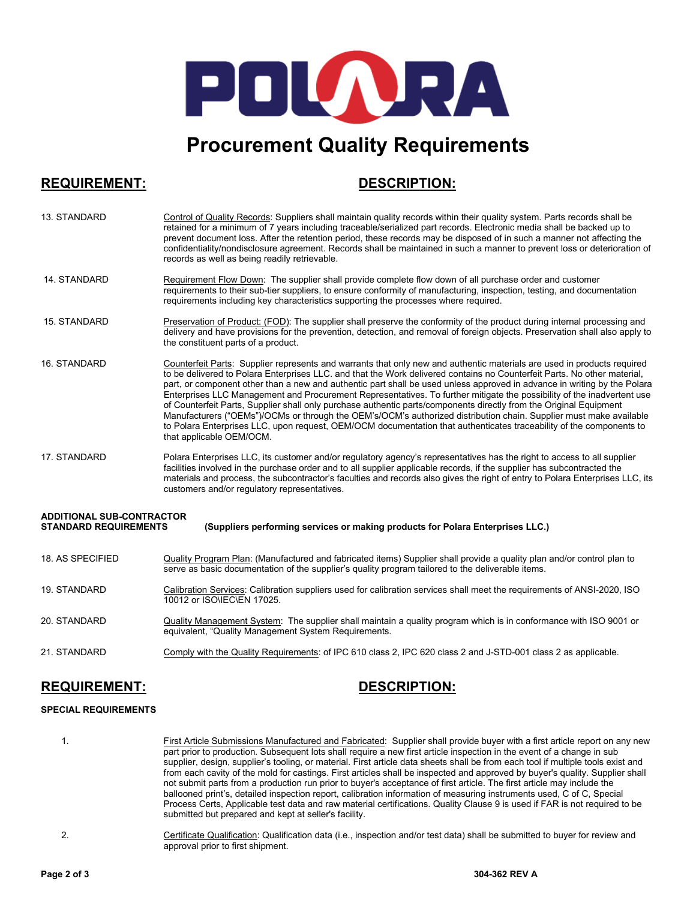POLARA

# Procurement Quality Requirements

| REQUIREMENT: | DESCRIPTION: |
|---|---|
| 13. STANDARD | Control of Quality Records: Suppliers shall maintain quality records within their quality system. Parts records shall be retained for a minimum of 7 years including traceable/serialized part records. Electronic media shall be backed up to prevent document loss. After the retention period, these records may be disposed of in such a manner not affecting the confidentiality/nondisclosure agreement. Records shall be maintained in such a manner to prevent loss or deterioration of records as well as being readily retrievable. |
| 14. STANDARD | Requirement Flow Down: The supplier shall provide complete flow down of all purchase order and customer requirements to their sub-tier suppliers, to ensure conformity of manufacturing, inspection, testing, and documentation requirements including key characteristics supporting the processes where required. |
| 15. STANDARD | Preservation of Product: (FOD): The supplier shall preserve the conformity of the product during internal processing and delivery and have provisions for the prevention, detection, and removal of foreign objects. Preservation shall also apply to the constituent parts of a product. |
| 16. STANDARD | Counterfeit Parts: Supplier represents and warrants that only new and authentic materials are used in products required to be delivered to Polara Enterprises LLC. and that the Work delivered contains no Counterfeit Parts. No other material, part, or component other than a new and authentic part shall be used unless approved in advance in writing by the Polara Enterprises LLC Management and Procurement Representatives. To further mitigate the possibility of the inadvertent use of Counterfeit Parts, Supplier shall only purchase authentic parts/components directly from the Original Equipment Manufacturers ("OEMs")/OCMs or through the OEM's/OCM's authorized distribution chain. Supplier must make available to Polara Enterprises LLC, upon request, OEM/OCM documentation that authenticates traceability of the components to that applicable OEM/OCM. |
| 17. STANDARD | Polara Enterprises LLC, its customer and/or regulatory agency's representatives has the right to access to all supplier facilities involved in the purchase order and to all supplier applicable records, if the supplier has subcontracted the materials and process, the subcontractor's faculties and records also gives the right of entry to Polara Enterprises LLC, its customers and/or regulatory representatives. |

**ADDITIONAL SUB-CONTRACTOR STANDARD REQUIREMENTS** **(Suppliers performing services or making products for Polara Enterprises LLC.)**

| | |
|---|---|
| 18. AS SPECIFIED | Quality Program Plan: (Manufactured and fabricated items) Supplier shall provide a quality plan and/or control plan to serve as basic documentation of the supplier's quality program tailored to the deliverable items. |
| 19. STANDARD | Calibration Services: Calibration suppliers used for calibration services shall meet the requirements of ANSI-2020, ISO 10012 or ISO\IEC\EN 17025. |
| 20. STANDARD | Quality Management System: The supplier shall maintain a quality program which is in conformance with ISO 9001 or equivalent, "Quality Management System Requirements. |
| 21. STANDARD | Comply with the Quality Requirements: of IPC 610 class 2, IPC 620 class 2 and J-STD-001 class 2 as applicable. |

## REQUIREMENT: DESCRIPTION:

**SPECIAL REQUIREMENTS**

| | |
|---|---|
| 1. | First Article Submissions Manufactured and Fabricated: Supplier shall provide buyer with a first article report on any new part prior to production. Subsequent lots shall require a new first article inspection in the event of a change in sub supplier, design, supplier's tooling, or material. First article data sheets shall be from each tool if multiple tools exist and from each cavity of the mold for castings. First articles shall be inspected and approved by buyer's quality. Supplier shall not submit parts from a production run prior to buyer's acceptance of first article. The first article may include the ballooned print's, detailed inspection report, calibration information of measuring instruments used, C of C, Special Process Certs, Applicable test data and raw material certifications. Quality Clause 9 is used if FAR is not required to be submitted but prepared and kept at seller's facility. |
| 2. | Certificate Qualification: Qualification data (i.e., inspection and/or test data) shall be submitted to buyer for review and approval prior to first shipment. |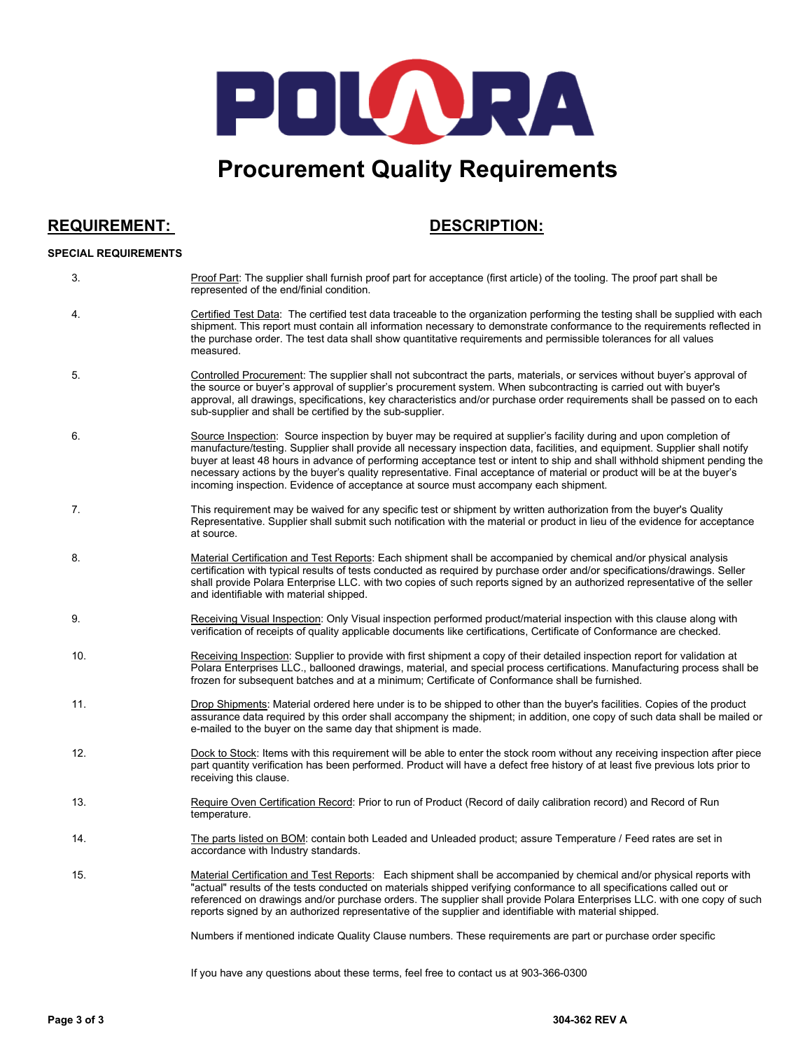# POLARA

# Procurement Quality Requirements

| REQUIREMENT: | DESCRIPTION: |
|---|---|

**SPECIAL REQUIREMENTS**

| | |
|---|---|
| 3. | Proof Part: The supplier shall furnish proof part for acceptance (first article) of the tooling. The proof part shall be represented of the end/finial condition. |
| 4. | Certified Test Data: The certified test data traceable to the organization performing the testing shall be supplied with each shipment. This report must contain all information necessary to demonstrate conformance to the requirements reflected in the purchase order. The test data shall show quantitative requirements and permissible tolerances for all values measured. |
| 5. | Controlled Procurement: The supplier shall not subcontract the parts, materials, or services without buyer's approval of the source or buyer's approval of supplier's procurement system. When subcontracting is carried out with buyer's approval, all drawings, specifications, key characteristics and/or purchase order requirements shall be passed on to each sub-supplier and shall be certified by the sub-supplier. |
| 6. | Source Inspection: Source inspection by buyer may be required at supplier's facility during and upon completion of manufacture/testing. Supplier shall provide all necessary inspection data, facilities, and equipment. Supplier shall notify buyer at least 48 hours in advance of performing acceptance test or intent to ship and shall withhold shipment pending the necessary actions by the buyer's quality representative. Final acceptance of material or product will be at the buyer's incoming inspection. Evidence of acceptance at source must accompany each shipment. |
| 7. | This requirement may be waived for any specific test or shipment by written authorization from the buyer's Quality Representative. Supplier shall submit such notification with the material or product in lieu of the evidence for acceptance at source. |
| 8. | Material Certification and Test Reports: Each shipment shall be accompanied by chemical and/or physical analysis certification with typical results of tests conducted as required by purchase order and/or specifications/drawings. Seller shall provide Polara Enterprise LLC. with two copies of such reports signed by an authorized representative of the seller and identifiable with material shipped. |
| 9. | Receiving Visual Inspection: Only Visual inspection performed product/material inspection with this clause along with verification of receipts of quality applicable documents like certifications, Certificate of Conformance are checked. |
| 10. | Receiving Inspection: Supplier to provide with first shipment a copy of their detailed inspection report for validation at Polara Enterprises LLC., ballooned drawings, material, and special process certifications. Manufacturing process shall be frozen for subsequent batches and at a minimum; Certificate of Conformance shall be furnished. |
| 11. | Drop Shipments: Material ordered here under is to be shipped to other than the buyer's facilities. Copies of the product assurance data required by this order shall accompany the shipment; in addition, one copy of such data shall be mailed or e-mailed to the buyer on the same day that shipment is made. |
| 12. | Dock to Stock: Items with this requirement will be able to enter the stock room without any receiving inspection after piece part quantity verification has been performed. Product will have a defect free history of at least five previous lots prior to receiving this clause. |
| 13. | Require Oven Certification Record: Prior to run of Product (Record of daily calibration record) and Record of Run temperature. |
| 14. | The parts listed on BOM: contain both Leaded and Unleaded product; assure Temperature / Feed rates are set in accordance with Industry standards. |
| 15. | Material Certification and Test Reports: Each shipment shall be accompanied by chemical and/or physical reports with "actual" results of the tests conducted on materials shipped verifying conformance to all specifications called out or referenced on drawings and/or purchase orders. The supplier shall provide Polara Enterprises LLC. with one copy of such reports signed by an authorized representative of the supplier and identifiable with material shipped. |

Numbers if mentioned indicate Quality Clause numbers. These requirements are part or purchase order specific

If you have any questions about these terms, feel free to contact us at 903-366-0300

304-362 REV A